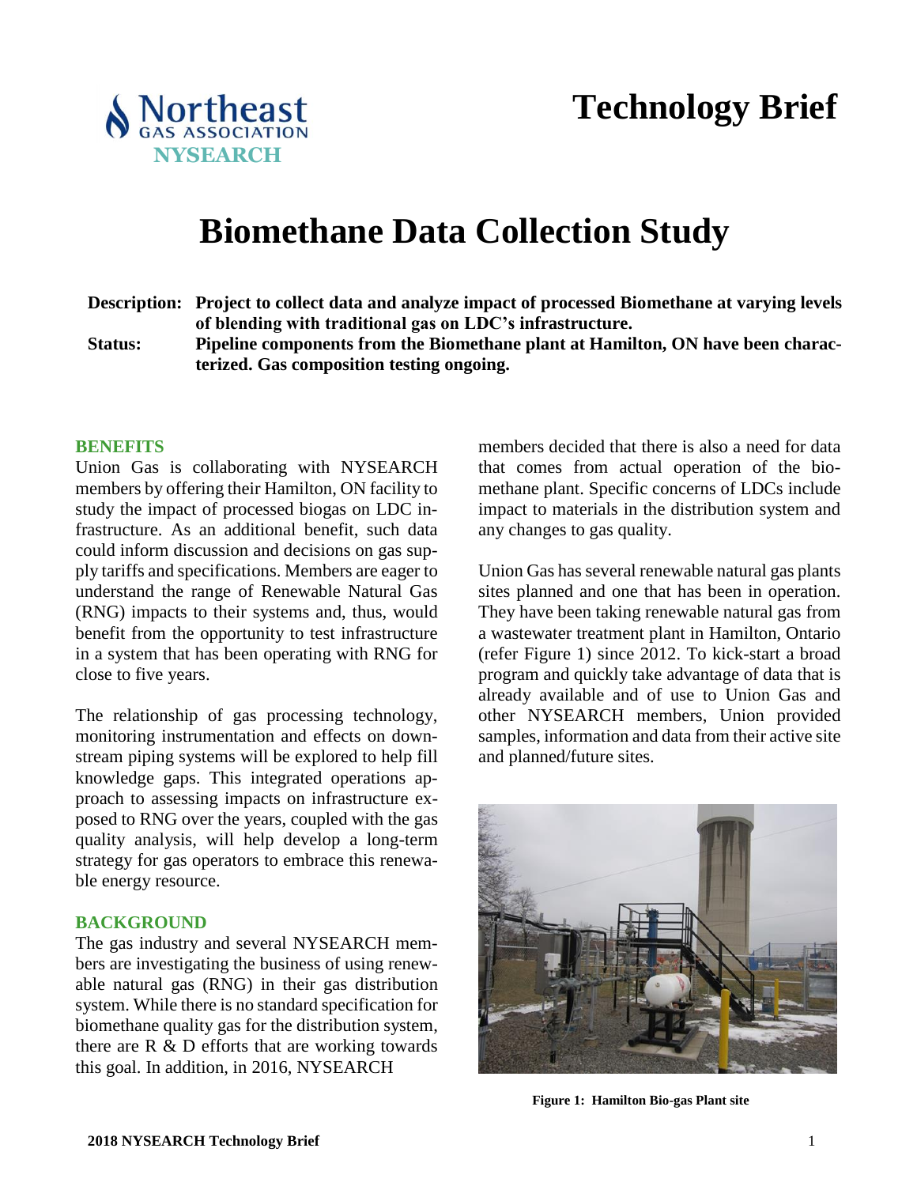Northeast Gas Association NYSEARCH

# Technology Brief

# Biomethane Data Collection Study

**Description:** **Project to collect data and analyze impact of processed Biomethane at varying levels of blending with traditional gas on LDC's infrastructure.**

**Status:** **Pipeline components from the Biomethane plant at Hamilton, ON have been characterized. Gas composition testing ongoing.**

## BENEFITS

Union Gas is collaborating with NYSEARCH members by offering their Hamilton, ON facility to study the impact of processed biogas on LDC infrastructure. As an additional benefit, such data could inform discussion and decisions on gas supply tariffs and specifications. Members are eager to understand the range of Renewable Natural Gas (RNG) impacts to their systems and, thus, would benefit from the opportunity to test infrastructure in a system that has been operating with RNG for close to five years.

The relationship of gas processing technology, monitoring instrumentation and effects on downstream piping systems will be explored to help fill knowledge gaps. This integrated operations approach to assessing impacts on infrastructure exposed to RNG over the years, coupled with the gas quality analysis, will help develop a long-term strategy for gas operators to embrace this renewable energy resource.

## BACKGROUND

The gas industry and several NYSEARCH members are investigating the business of using renewable natural gas (RNG) in their gas distribution system. While there is no standard specification for biomethane quality gas for the distribution system, there are R & D efforts that are working towards this goal. In addition, in 2016, NYSEARCH members decided that there is also a need for data that comes from actual operation of the biomethane plant. Specific concerns of LDCs include impact to materials in the distribution system and any changes to gas quality.

Union Gas has several renewable natural gas plants sites planned and one that has been in operation. They have been taking renewable natural gas from a wastewater treatment plant in Hamilton, Ontario (refer Figure 1) since 2012. To kick-start a broad program and quickly take advantage of data that is already available and of use to Union Gas and other NYSEARCH members, Union provided samples, information and data from their active site and planned/future sites.

**Figure 1: Hamilton Bio-gas Plant site**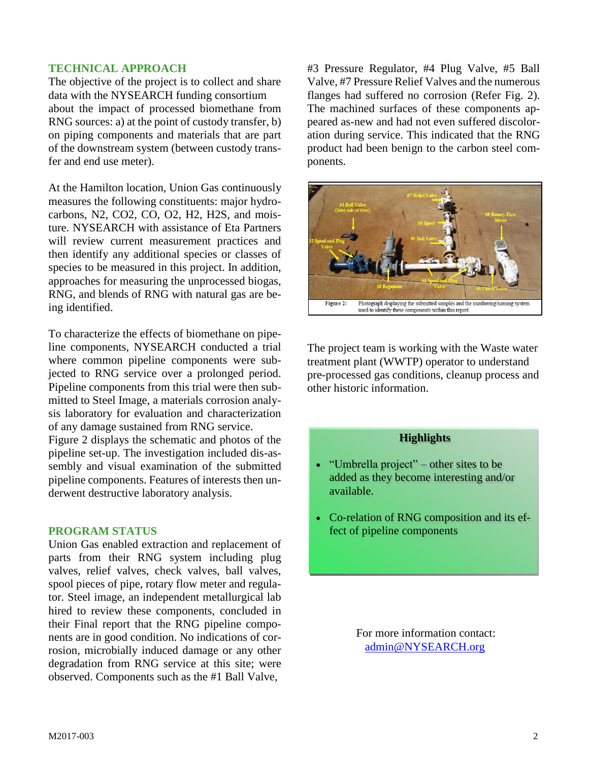## TECHNICAL APPROACH

The objective of the project is to collect and share data with the NYSEARCH funding consortium about the impact of processed biomethane from RNG sources: a) at the point of custody transfer, b) on piping components and materials that are part of the downstream system (between custody transfer and end use meter).

At the Hamilton location, Union Gas continuously measures the following constituents: major hydrocarbons, $N_2$, $CO_2$, CO, $O_2$, $H_2$, $H_2S$, and moisture. NYSEARCH with assistance of Eta Partners will review current measurement practices and then identify any additional species or classes of species to be measured in this project. In addition, approaches for measuring the unprocessed biogas, RNG, and blends of RNG with natural gas are being identified.

To characterize the effects of biomethane on pipeline components, NYSEARCH conducted a trial where common pipeline components were subjected to RNG service over a prolonged period. Pipeline components from this trial were then submitted to Steel Image, a materials corrosion analysis laboratory for evaluation and characterization of any damage sustained from RNG service. Figure 2 displays the schematic and photos of the pipeline set-up. The investigation included dis-assembly and visual examination of the submitted pipeline components. Features of interests then underwent destructive laboratory analysis.

## PROGRAM STATUS

Union Gas enabled extraction and replacement of parts from their RNG system including plug valves, relief valves, check valves, ball valves, spool pieces of pipe, rotary flow meter and regulator. Steel image, an independent metallurgical lab hired to review these components, concluded in their Final report that the RNG pipeline components are in good condition. No indications of corrosion, microbially induced damage or any other degradation from RNG service at this site; were observed. Components such as the #1 Ball Valve, #3 Pressure Regulator, #4 Plug Valve, #5 Ball Valve, #7 Pressure Relief Valves and the numerous flanges had suffered no corrosion (Refer Fig. 2). The machined surfaces of these components appeared as-new and had not even suffered discoloration during service. This indicated that the RNG product had been benign to the carbon steel components.

#7 Relief Valve
#1 Ball Valve (Inlet side of filter)
#9 Rotary Flow Meter
#6 Spool
#2 Spool and Plug Valve
#5 Ball Valve
#4 Spool and Plug Valve
#3 Regulator
#8 Check Valve

Figure 2: Photograph displaying the submitted samples and the numbering/naming system used to identify these components within this report.

The project team is working with the Waste water treatment plant (WWTP) operator to understand pre-processed gas conditions, cleanup process and other historic information.

**Highlights**

- "Umbrella project" – other sites to be added as they become interesting and/or available.
- Co-relation of RNG composition and its effect of pipeline components

For more information contact:
admin@NYSEARCH.org

M2017-003